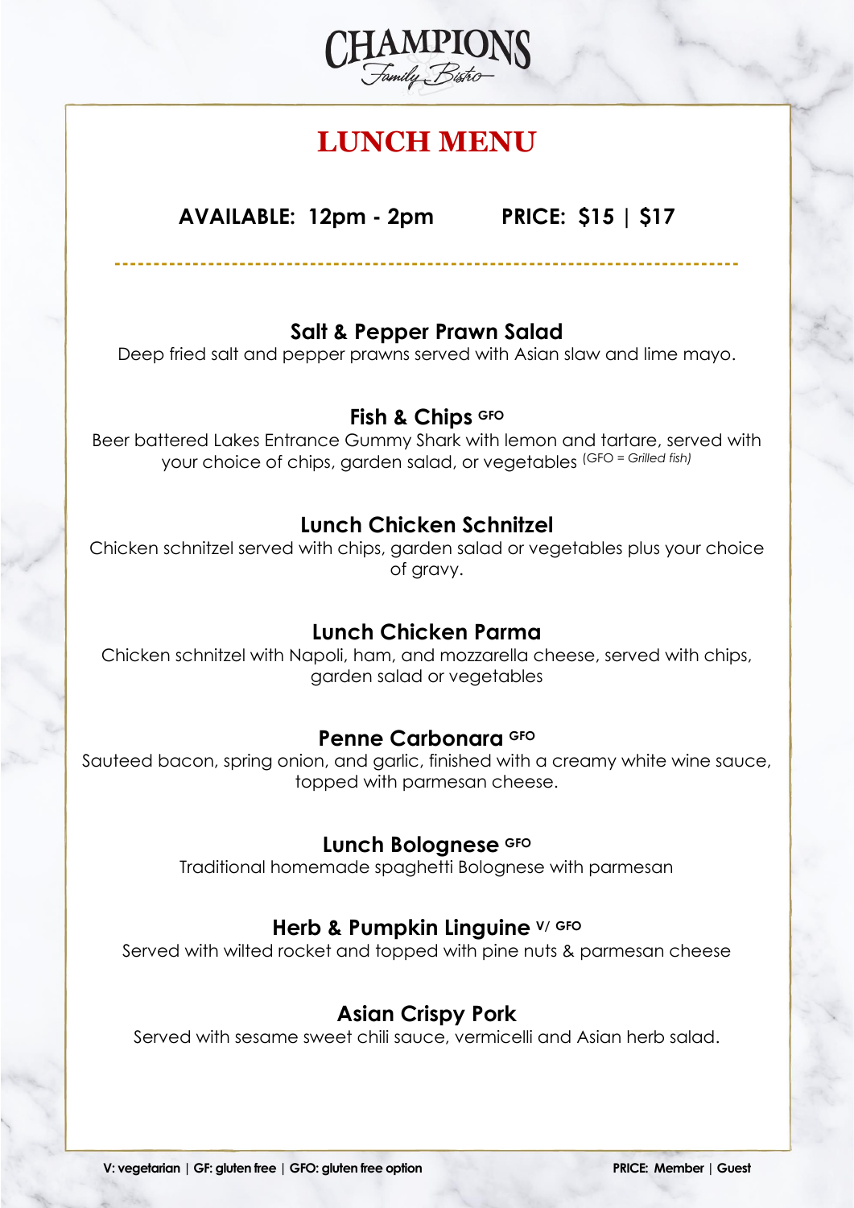# CHAMPIONS

*Family Bistro*

## LUNCH MENU

**AVAILABLE: 12pm - 2pm** **PRICE: $15 | $17**

---

### Salt & Pepper Prawn Salad

Deep fried salt and pepper prawns served with Asian slaw and lime mayo.

### Fish & Chips GFO

Beer battered Lakes Entrance Gummy Shark with lemon and tartare, served with your choice of chips, garden salad, or vegetables (GFO = *Grilled fish)*

### Lunch Chicken Schnitzel

Chicken schnitzel served with chips, garden salad or vegetables plus your choice of gravy.

### Lunch Chicken Parma

Chicken schnitzel with Napoli, ham, and mozzarella cheese, served with chips, garden salad or vegetables

### Penne Carbonara GFO

Sauteed bacon, spring onion, and garlic, finished with a creamy white wine sauce, topped with parmesan cheese.

### Lunch Bolognese GFO

Traditional homemade spaghetti Bolognese with parmesan

### Herb & Pumpkin Linguine V/ GFO

Served with wilted rocket and topped with pine nuts & parmesan cheese

### Asian Crispy Pork

Served with sesame sweet chili sauce, vermicelli and Asian herb salad.

**V: vegetarian | GF: gluten free | GFO: gluten free option** **PRICE: Member | Guest**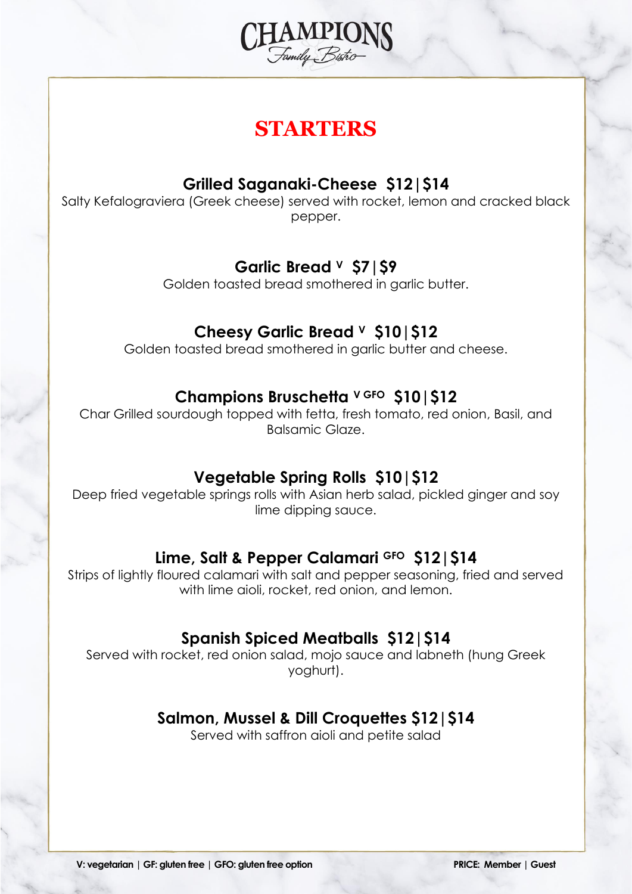CHAMPIONS
Family Bistro

# STARTERS

### Grilled Saganaki-Cheese $12|$14

Salty Kefalograviera (Greek cheese) served with rocket, lemon and cracked black pepper.

### Garlic Bread [V] $7|$9

Golden toasted bread smothered in garlic butter.

### Cheesy Garlic Bread [V] $10|$12

Golden toasted bread smothered in garlic butter and cheese.

### Champions Bruschetta [V GFO] $10|$12

Char Grilled sourdough topped with fetta, fresh tomato, red onion, Basil, and Balsamic Glaze.

### Vegetable Spring Rolls $10|$12

Deep fried vegetable springs rolls with Asian herb salad, pickled ginger and soy lime dipping sauce.

### Lime, Salt & Pepper Calamari [GFO] $12|$14

Strips of lightly floured calamari with salt and pepper seasoning, fried and served with lime aioli, rocket, red onion, and lemon.

### Spanish Spiced Meatballs $12|$14

Served with rocket, red onion salad, mojo sauce and labneth (hung Greek yoghurt).

### Salmon, Mussel & Dill Croquettes $12|$14

Served with saffron aioli and petite salad

**V: vegetarian | GF: gluten free | GFO: gluten free option**

**PRICE: Member | Guest**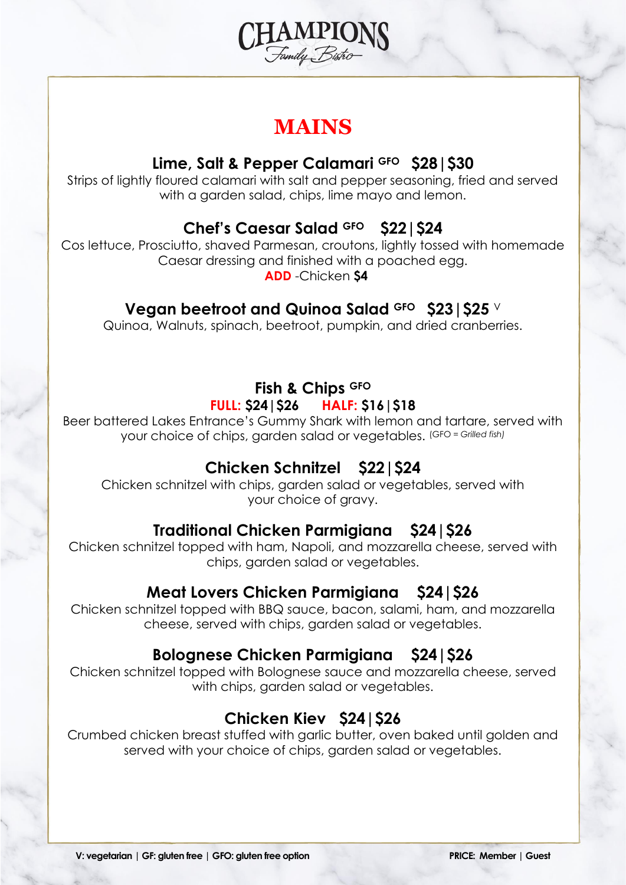# CHAMPIONS
*Family Bistro*

## MAINS

### Lime, Salt & Pepper Calamari GFO $28 | $30

Strips of lightly floured calamari with salt and pepper seasoning, fried and served with a garden salad, chips, lime mayo and lemon.

### Chef's Caesar Salad GFO $22 | $24

Cos lettuce, Prosciutto, shaved Parmesan, croutons, lightly tossed with homemade Caesar dressing and finished with a poached egg.
**ADD** -Chicken **$4**

### Vegan beetroot and Quinoa Salad GFO $23 | $25 V

Quinoa, Walnuts, spinach, beetroot, pumpkin, and dried cranberries.

### Fish & Chips GFO

**FULL: $24 | $26** **HALF: $16 | $18**

Beer battered Lakes Entrance's Gummy Shark with lemon and tartare, served with your choice of chips, garden salad or vegetables. (GFO = *Grilled fish)*

### Chicken Schnitzel $22 | $24

Chicken schnitzel with chips, garden salad or vegetables, served with your choice of gravy.

### Traditional Chicken Parmigiana $24 | $26

Chicken schnitzel topped with ham, Napoli, and mozzarella cheese, served with chips, garden salad or vegetables.

### Meat Lovers Chicken Parmigiana $24 | $26

Chicken schnitzel topped with BBQ sauce, bacon, salami, ham, and mozzarella cheese, served with chips, garden salad or vegetables.

### Bolognese Chicken Parmigiana $24 | $26

Chicken schnitzel topped with Bolognese sauce and mozzarella cheese, served with chips, garden salad or vegetables.

### Chicken Kiev $24 | $26

Crumbed chicken breast stuffed with garlic butter, oven baked until golden and served with your choice of chips, garden salad or vegetables.

**V: vegetarian | GF: gluten free | GFO: gluten free option** **PRICE: Member | Guest**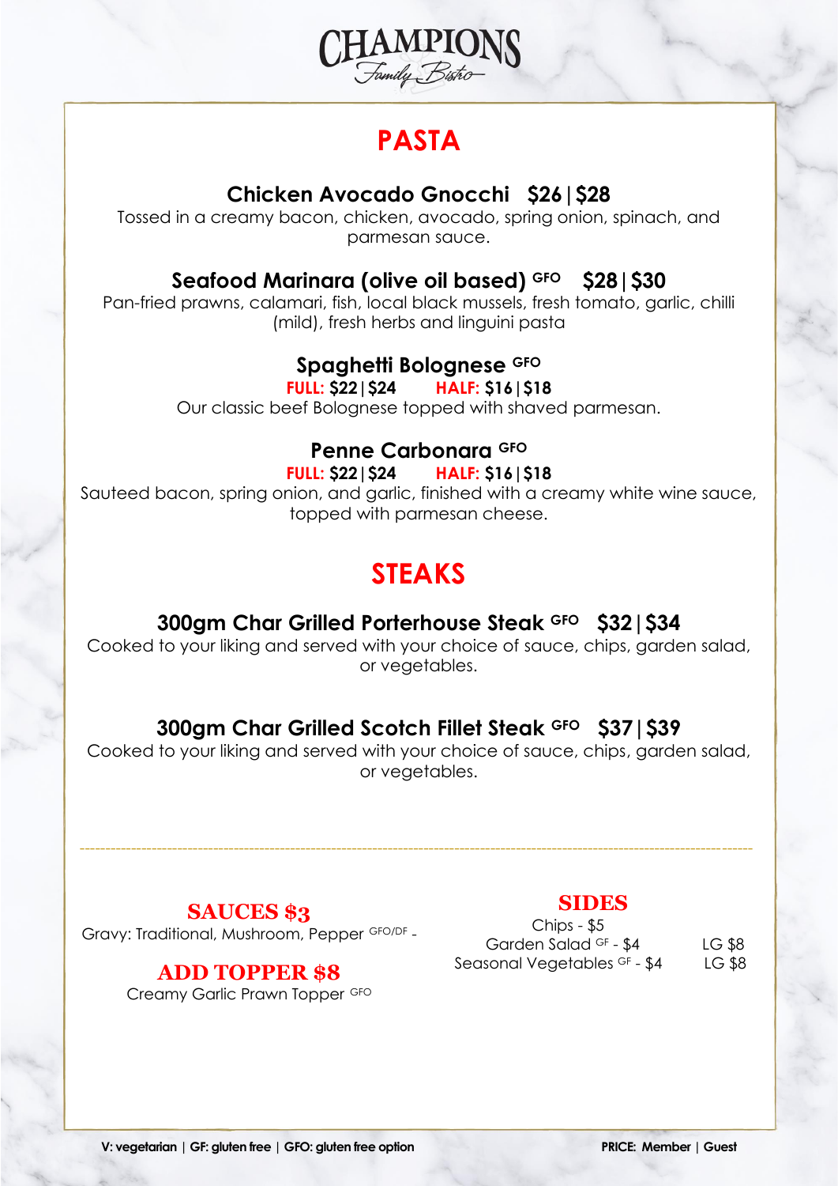CHAMPIONS
*Family Bistro*

# PASTA

### Chicken Avocado Gnocchi   $26 | $28

Tossed in a creamy bacon, chicken, avocado, spring onion, spinach, and parmesan sauce.

### Seafood Marinara (olive oil based) GFO   $28 | $30

Pan-fried prawns, calamari, fish, local black mussels, fresh tomato, garlic, chilli (mild), fresh herbs and linguini pasta

### Spaghetti Bolognese GFO

**FULL: $22 | $24**   **HALF: $16 | $18**

Our classic beef Bolognese topped with shaved parmesan.

### Penne Carbonara GFO

**FULL: $22 | $24**   **HALF: $16 | $18**

Sauteed bacon, spring onion, and garlic, finished with a creamy white wine sauce, topped with parmesan cheese.

# STEAKS

### 300gm Char Grilled Porterhouse Steak GFO   $32 | $34

Cooked to your liking and served with your choice of sauce, chips, garden salad, or vegetables.

### 300gm Char Grilled Scotch Fillet Steak GFO   $37 | $39

Cooked to your liking and served with your choice of sauce, chips, garden salad, or vegetables.

---

## SAUCES $3

Gravy: Traditional, Mushroom, Pepper GFO/DF -

## ADD TOPPER $8

Creamy Garlic Prawn Topper GFO

## SIDES

Chips - $5

Garden Salad GF - $4   LG $8

Seasonal Vegetables GF - $4   LG $8

**V: vegetarian | GF: gluten free | GFO: gluten free option**

**PRICE: Member | Guest**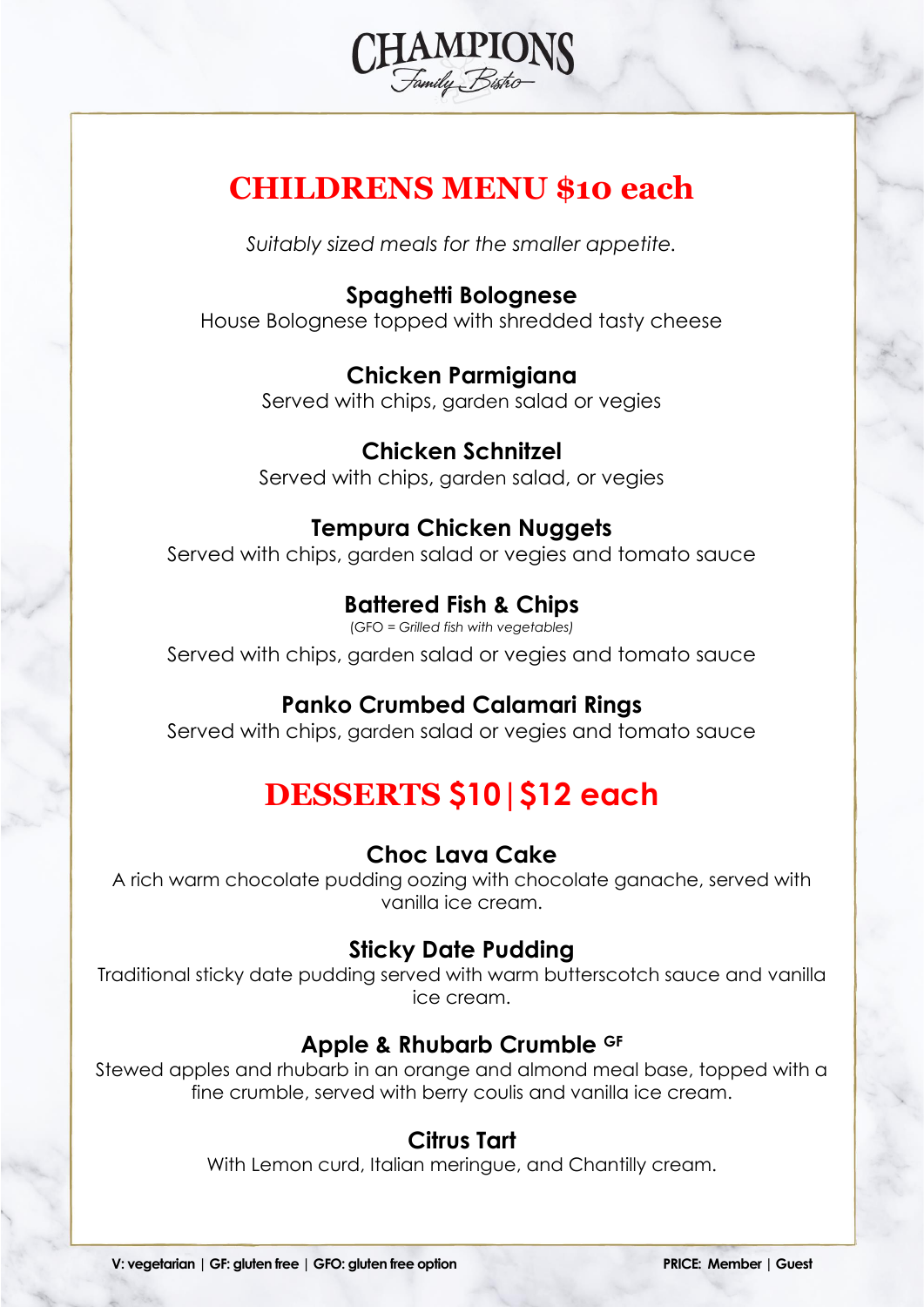CHAMPIONS
Family Bistro

# CHILDRENS MENU $10 each

*Suitably sized meals for the smaller appetite.*

### Spaghetti Bolognese
House Bolognese topped with shredded tasty cheese

### Chicken Parmigiana
Served with chips, garden salad or vegies

### Chicken Schnitzel
Served with chips, garden salad, or vegies

### Tempura Chicken Nuggets
Served with chips, garden salad or vegies and tomato sauce

### Battered Fish & Chips
(GFO = *Grilled fish with vegetables)*

Served with chips, garden salad or vegies and tomato sauce

### Panko Crumbed Calamari Rings
Served with chips, garden salad or vegies and tomato sauce

# DESSERTS $10|$12 each

### Choc Lava Cake
A rich warm chocolate pudding oozing with chocolate ganache, served with vanilla ice cream.

### Sticky Date Pudding
Traditional sticky date pudding served with warm butterscotch sauce and vanilla ice cream.

### Apple & Rhubarb Crumble GF
Stewed apples and rhubarb in an orange and almond meal base, topped with a fine crumble, served with berry coulis and vanilla ice cream.

### Citrus Tart
With Lemon curd, Italian meringue, and Chantilly cream.

**V: vegetarian | GF: gluten free | GFO: gluten free option**

**PRICE: Member | Guest**